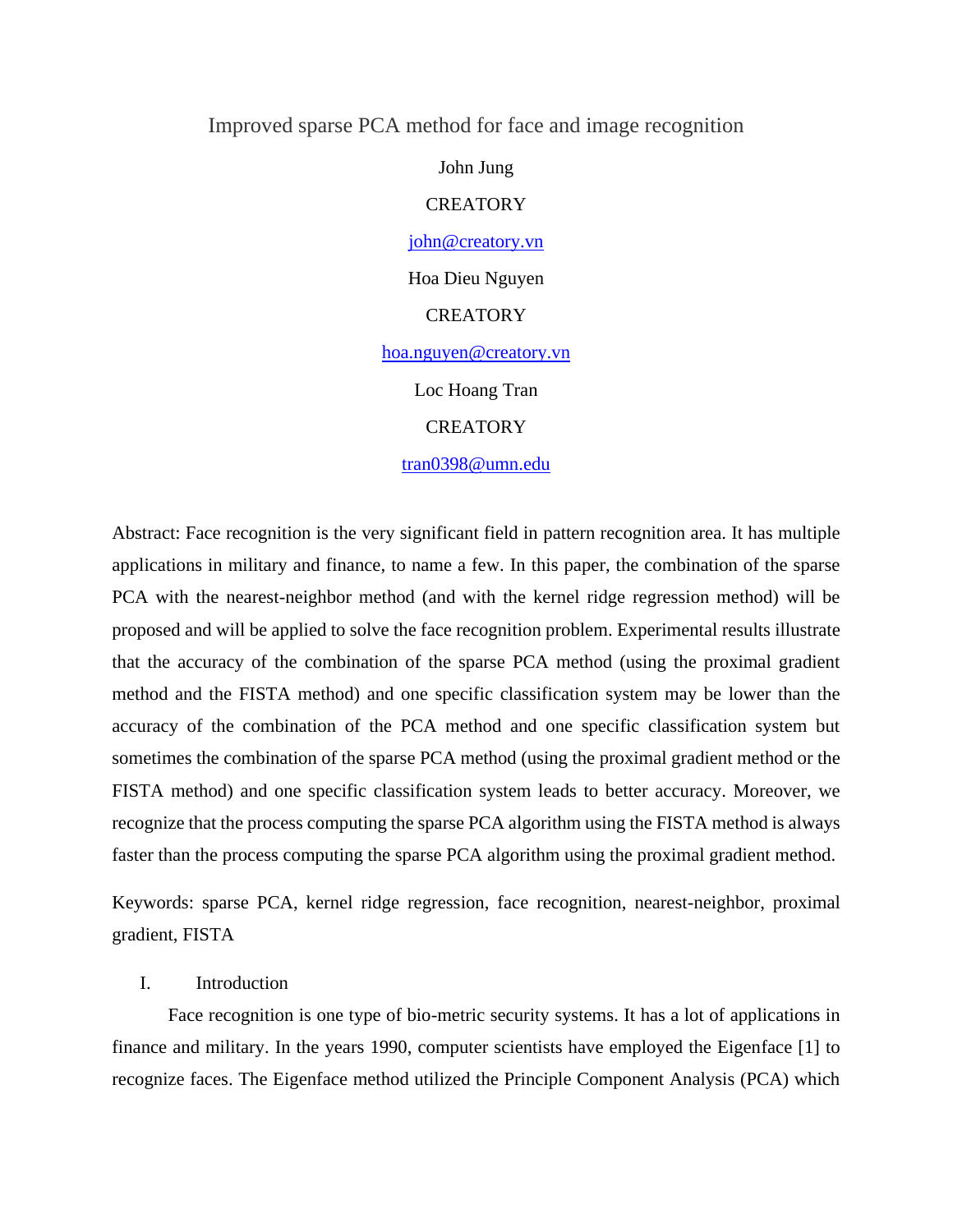# Improved sparse PCA method for face and image recognition

John Jung

CREATORY

john@creatory.vn

Hoa Dieu Nguyen

CREATORY

hoa.nguyen@creatory.vn

Loc Hoang Tran

CREATORY

tran0398@umn.edu

Abstract: Face recognition is the very significant field in pattern recognition area. It has multiple applications in military and finance, to name a few. In this paper, the combination of the sparse PCA with the nearest-neighbor method (and with the kernel ridge regression method) will be proposed and will be applied to solve the face recognition problem. Experimental results illustrate that the accuracy of the combination of the sparse PCA method (using the proximal gradient method and the FISTA method) and one specific classification system may be lower than the accuracy of the combination of the PCA method and one specific classification system but sometimes the combination of the sparse PCA method (using the proximal gradient method or the FISTA method) and one specific classification system leads to better accuracy. Moreover, we recognize that the process computing the sparse PCA algorithm using the FISTA method is always faster than the process computing the sparse PCA algorithm using the proximal gradient method.

Keywords: sparse PCA, kernel ridge regression, face recognition, nearest-neighbor, proximal gradient, FISTA

## I. Introduction

Face recognition is one type of bio-metric security systems. It has a lot of applications in finance and military. In the years 1990, computer scientists have employed the Eigenface [1] to recognize faces. The Eigenface method utilized the Principle Component Analysis (PCA) which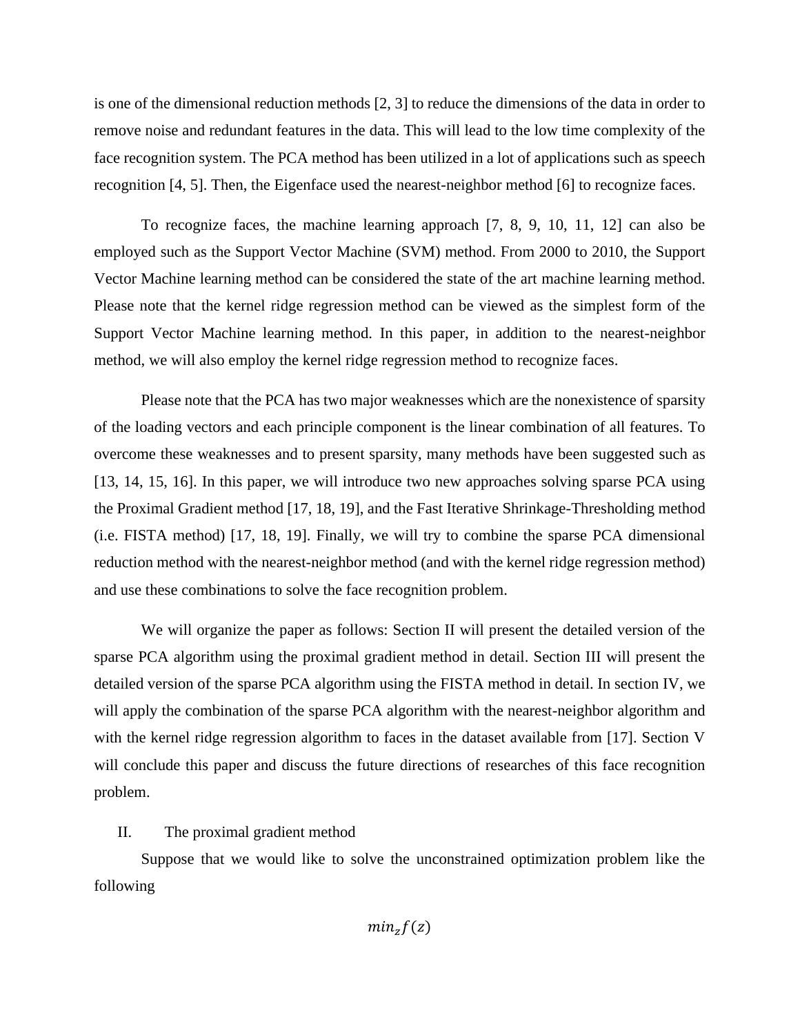is one of the dimensional reduction methods [2, 3] to reduce the dimensions of the data in order to remove noise and redundant features in the data. This will lead to the low time complexity of the face recognition system. The PCA method has been utilized in a lot of applications such as speech recognition [4, 5]. Then, the Eigenface used the nearest-neighbor method [6] to recognize faces.

To recognize faces, the machine learning approach [7, 8, 9, 10, 11, 12] can also be employed such as the Support Vector Machine (SVM) method. From 2000 to 2010, the Support Vector Machine learning method can be considered the state of the art machine learning method. Please note that the kernel ridge regression method can be viewed as the simplest form of the Support Vector Machine learning method. In this paper, in addition to the nearest-neighbor method, we will also employ the kernel ridge regression method to recognize faces.

Please note that the PCA has two major weaknesses which are the nonexistence of sparsity of the loading vectors and each principle component is the linear combination of all features. To overcome these weaknesses and to present sparsity, many methods have been suggested such as [13, 14, 15, 16]. In this paper, we will introduce two new approaches solving sparse PCA using the Proximal Gradient method [17, 18, 19], and the Fast Iterative Shrinkage-Thresholding method (i.e. FISTA method) [17, 18, 19]. Finally, we will try to combine the sparse PCA dimensional reduction method with the nearest-neighbor method (and with the kernel ridge regression method) and use these combinations to solve the face recognition problem.

We will organize the paper as follows: Section II will present the detailed version of the sparse PCA algorithm using the proximal gradient method in detail. Section III will present the detailed version of the sparse PCA algorithm using the FISTA method in detail. In section IV, we will apply the combination of the sparse PCA algorithm with the nearest-neighbor algorithm and with the kernel ridge regression algorithm to faces in the dataset available from [17]. Section V will conclude this paper and discuss the future directions of researches of this face recognition problem.

## II. The proximal gradient method

Suppose that we would like to solve the unconstrained optimization problem like the following

$$min_z f(z)$$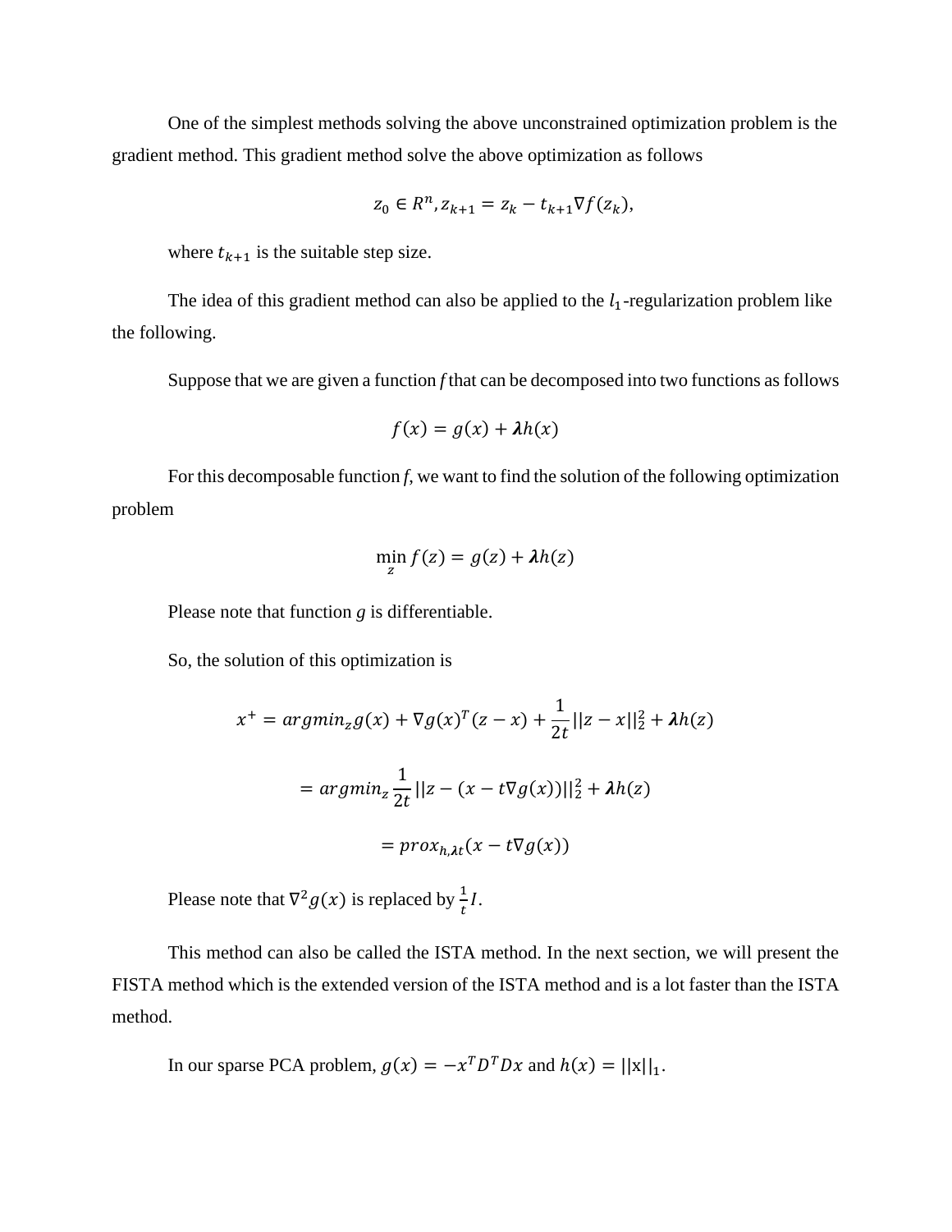One of the simplest methods solving the above unconstrained optimization problem is the gradient method. This gradient method solve the above optimization as follows

$$z_0 \in R^n, z_{k+1} = z_k - t_{k+1}\nabla f(z_k),$$

where $t_{k+1}$ is the suitable step size.

The idea of this gradient method can also be applied to the $l_1$-regularization problem like the following.

Suppose that we are given a function *f* that can be decomposed into two functions as follows

$$f(x) = g(x) + \boldsymbol{\lambda} h(x)$$

For this decomposable function *f*, we want to find the solution of the following optimization problem

$$\min_z f(z) = g(z) + \boldsymbol{\lambda} h(z)$$

Please note that function $g$ is differentiable.

So, the solution of this optimization is

$$x^+ = argmin_z g(x) + \nabla g(x)^T(z - x) + \frac{1}{2t}||z - x||_2^2 + \boldsymbol{\lambda} h(z)$$

$$= argmin_z \frac{1}{2t}||z - (x - t\nabla g(x))||_2^2 + \boldsymbol{\lambda} h(z)$$

$$= prox_{h,\boldsymbol{\lambda} t}(x - t\nabla g(x))$$

Please note that $\nabla^2 g(x)$ is replaced by $\frac{1}{t}I$.

This method can also be called the ISTA method. In the next section, we will present the FISTA method which is the extended version of the ISTA method and is a lot faster than the ISTA method.

In our sparse PCA problem, $g(x) = -x^T D^T D x$ and $h(x) = ||\mathrm{x}||_1$.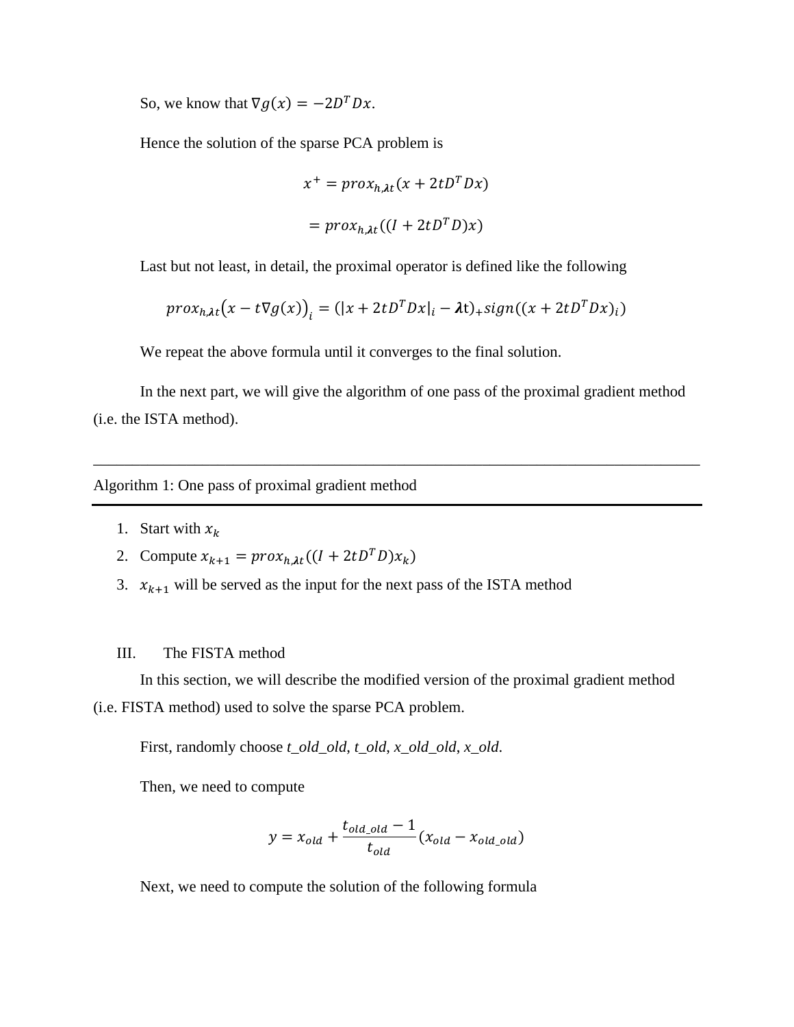So, we know that $\nabla g(x) = -2D^T Dx$.

Hence the solution of the sparse PCA problem is

$$x^+ = prox_{h,\lambda t}(x + 2tD^T Dx)$$

$$= prox_{h,\lambda t}((I + 2tD^T D)x)$$

Last but not least, in detail, the proximal operator is defined like the following

$$prox_{h,\lambda t}\big(x - t\nabla g(x)\big)_i = (|x + 2tD^T Dx|_i - \lambda t)_+ sign((x + 2tD^T Dx)_i)$$

We repeat the above formula until it converges to the final solution.

In the next part, we will give the algorithm of one pass of the proximal gradient method (i.e. the ISTA method).

---

Algorithm 1: One pass of proximal gradient method

---

1. Start with $x_k$
2. Compute $x_{k+1} = prox_{h,\lambda t}((I + 2tD^T D)x_k)$
3. $x_{k+1}$ will be served as the input for the next pass of the ISTA method

## III. The FISTA method

In this section, we will describe the modified version of the proximal gradient method (i.e. FISTA method) used to solve the sparse PCA problem.

First, randomly choose *t_old_old*, *t_old*, *x_old_old*, *x_old*.

Then, we need to compute

$$y = x_{old} + \frac{t_{old\_old} - 1}{t_{old}}(x_{old} - x_{old\_old})$$

Next, we need to compute the solution of the following formula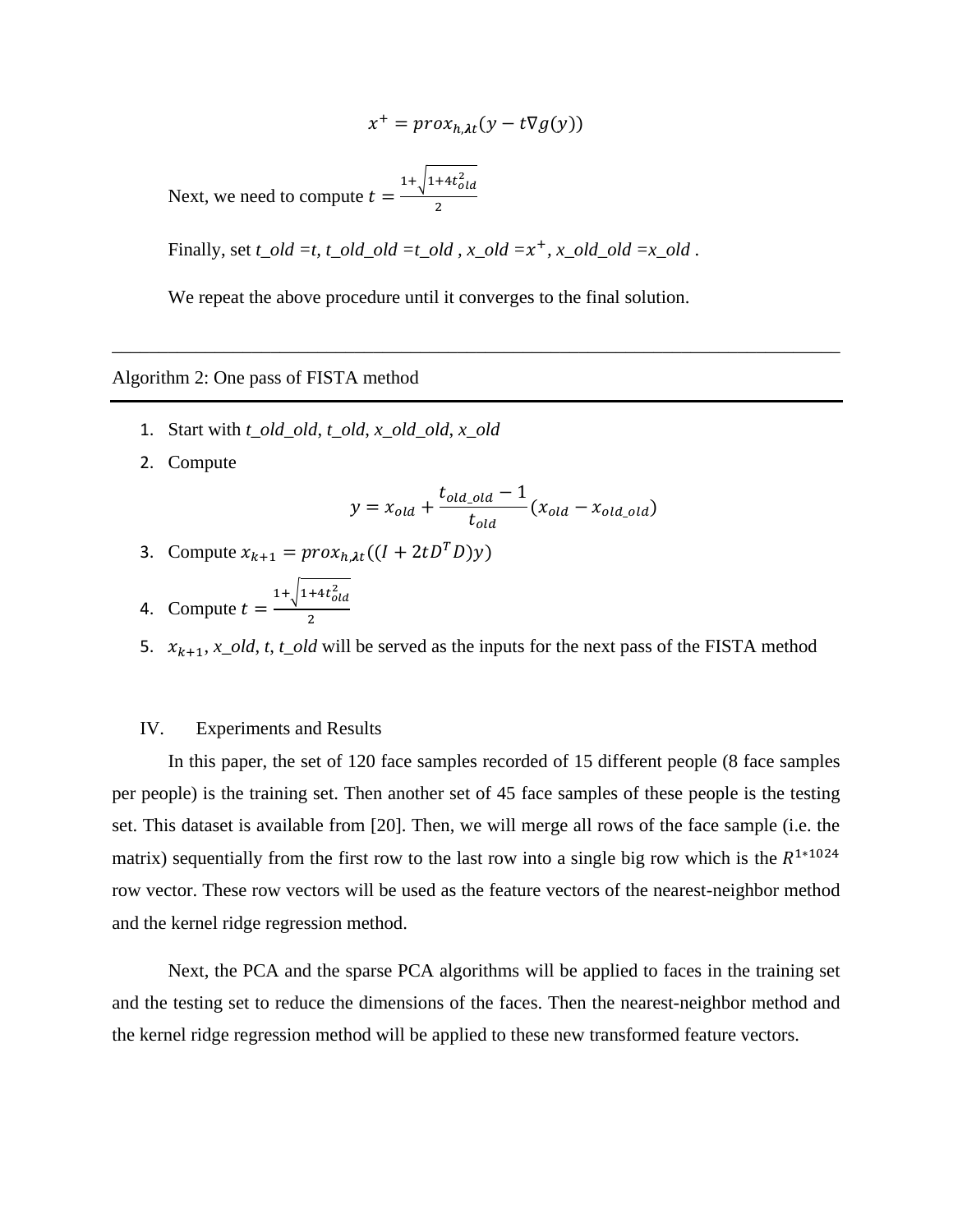$$x^{+} = prox_{h,\lambda t}(y - t\nabla g(y))$$

Next, we need to compute $t = \frac{1+\sqrt{1+4t_{old}^{2}}}{2}$

Finally, set *t_old* =*t*, *t_old_old* =*t_old* , *x_old* =$x^{+}$, *x_old_old* =*x_old* .

We repeat the above procedure until it converges to the final solution.

---

Algorithm 2: One pass of FISTA method

---

1. Start with *t_old_old*, *t_old*, *x_old_old*, *x_old*
2. Compute
$$y = x_{old} + \frac{t_{old\_old} - 1}{t_{old}}(x_{old} - x_{old\_old})$$
3. Compute $x_{k+1} = prox_{h,\lambda t}((I + 2tD^{T}D)y)$
4. Compute $t = \frac{1+\sqrt{1+4t_{old}^{2}}}{2}$
5. $x_{k+1}$, *x_old*, *t*, *t_old* will be served as the inputs for the next pass of the FISTA method

## IV. Experiments and Results

In this paper, the set of 120 face samples recorded of 15 different people (8 face samples per people) is the training set. Then another set of 45 face samples of these people is the testing set. This dataset is available from [20]. Then, we will merge all rows of the face sample (i.e. the matrix) sequentially from the first row to the last row into a single big row which is the $R^{1*1024}$ row vector. These row vectors will be used as the feature vectors of the nearest-neighbor method and the kernel ridge regression method.

Next, the PCA and the sparse PCA algorithms will be applied to faces in the training set and the testing set to reduce the dimensions of the faces. Then the nearest-neighbor method and the kernel ridge regression method will be applied to these new transformed feature vectors.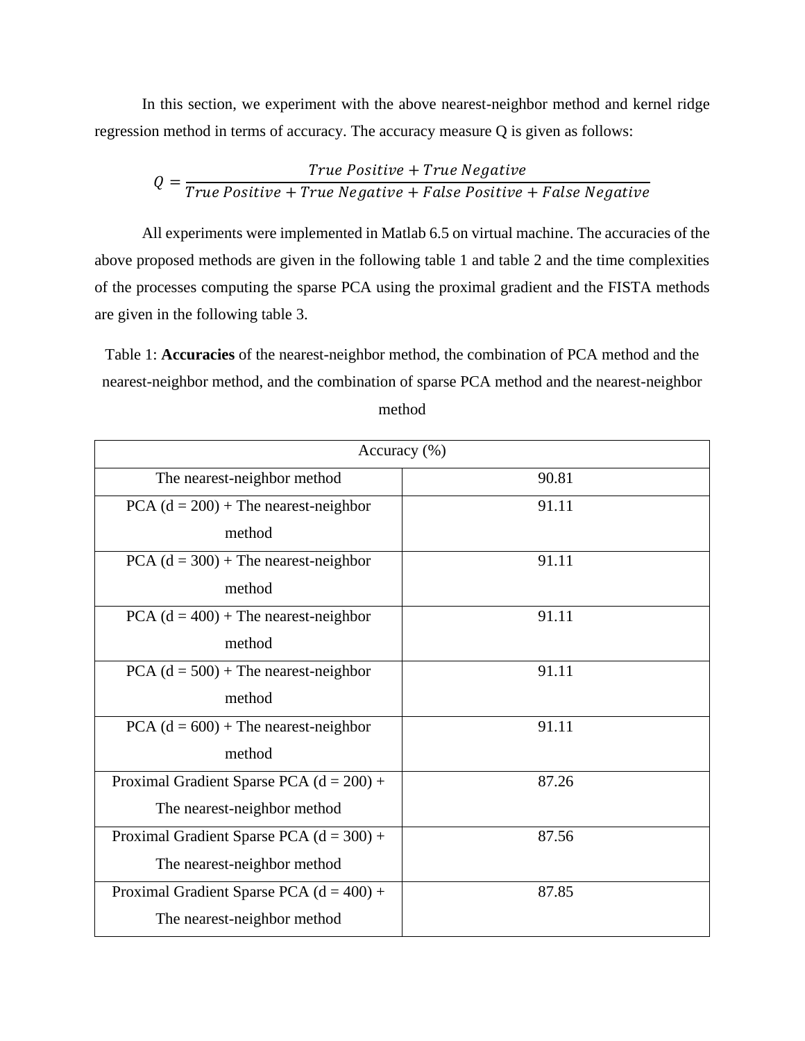In this section, we experiment with the above nearest-neighbor method and kernel ridge regression method in terms of accuracy. The accuracy measure Q is given as follows:

$$Q = \frac{True\ Positive + True\ Negative}{True\ Positive + True\ Negative + False\ Positive + False\ Negative}$$

All experiments were implemented in Matlab 6.5 on virtual machine. The accuracies of the above proposed methods are given in the following table 1 and table 2 and the time complexities of the processes computing the sparse PCA using the proximal gradient and the FISTA methods are given in the following table 3.

Table 1: **Accuracies** of the nearest-neighbor method, the combination of PCA method and the nearest-neighbor method, and the combination of sparse PCA method and the nearest-neighbor method

| Accuracy (%) | |
|---|---|
| The nearest-neighbor method | 90.81 |
| PCA (d = 200) + The nearest-neighbor method | 91.11 |
| PCA (d = 300) + The nearest-neighbor method | 91.11 |
| PCA (d = 400) + The nearest-neighbor method | 91.11 |
| PCA (d = 500) + The nearest-neighbor method | 91.11 |
| PCA (d = 600) + The nearest-neighbor method | 91.11 |
| Proximal Gradient Sparse PCA (d = 200) + The nearest-neighbor method | 87.26 |
| Proximal Gradient Sparse PCA (d = 300) + The nearest-neighbor method | 87.56 |
| Proximal Gradient Sparse PCA (d = 400) + The nearest-neighbor method | 87.85 |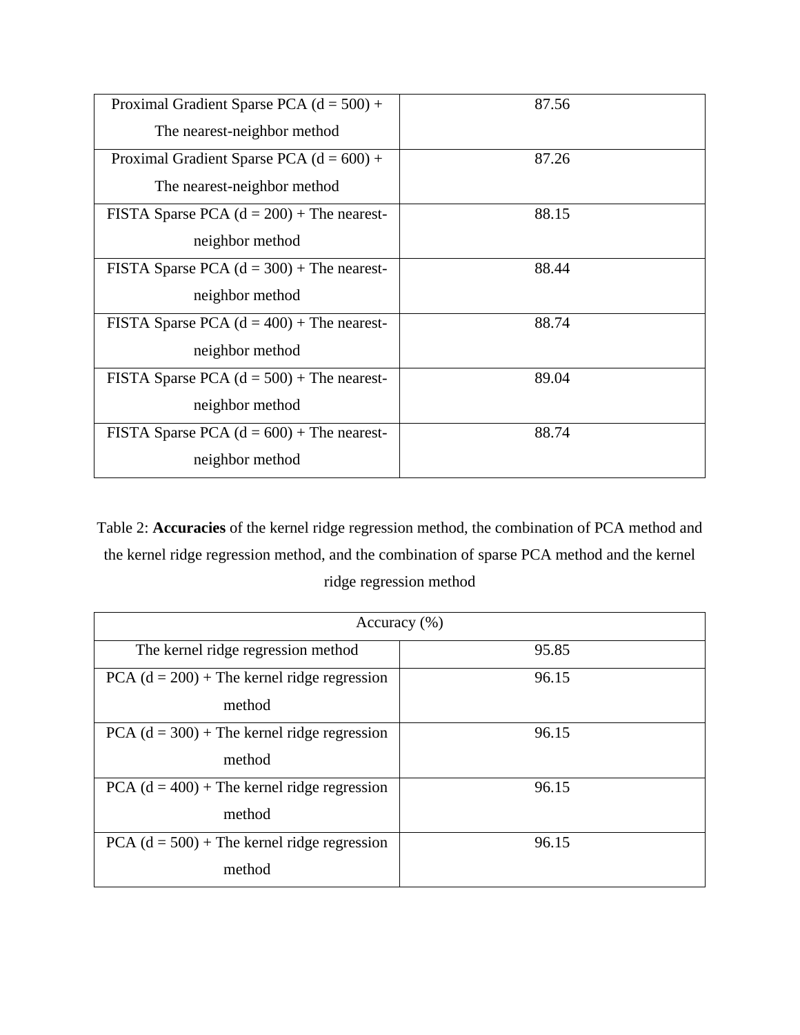| | |
|---|---|
| Proximal Gradient Sparse PCA (d = 500) + The nearest-neighbor method | 87.56 |
| Proximal Gradient Sparse PCA (d = 600) + The nearest-neighbor method | 87.26 |
| FISTA Sparse PCA (d = 200) + The nearest-neighbor method | 88.15 |
| FISTA Sparse PCA (d = 300) + The nearest-neighbor method | 88.44 |
| FISTA Sparse PCA (d = 400) + The nearest-neighbor method | 88.74 |
| FISTA Sparse PCA (d = 500) + The nearest-neighbor method | 89.04 |
| FISTA Sparse PCA (d = 600) + The nearest-neighbor method | 88.74 |

Table 2: **Accuracies** of the kernel ridge regression method, the combination of PCA method and the kernel ridge regression method, and the combination of sparse PCA method and the kernel ridge regression method

| Accuracy (%) | |
|---|---|
| The kernel ridge regression method | 95.85 |
| PCA (d = 200) + The kernel ridge regression method | 96.15 |
| PCA (d = 300) + The kernel ridge regression method | 96.15 |
| PCA (d = 400) + The kernel ridge regression method | 96.15 |
| PCA (d = 500) + The kernel ridge regression method | 96.15 |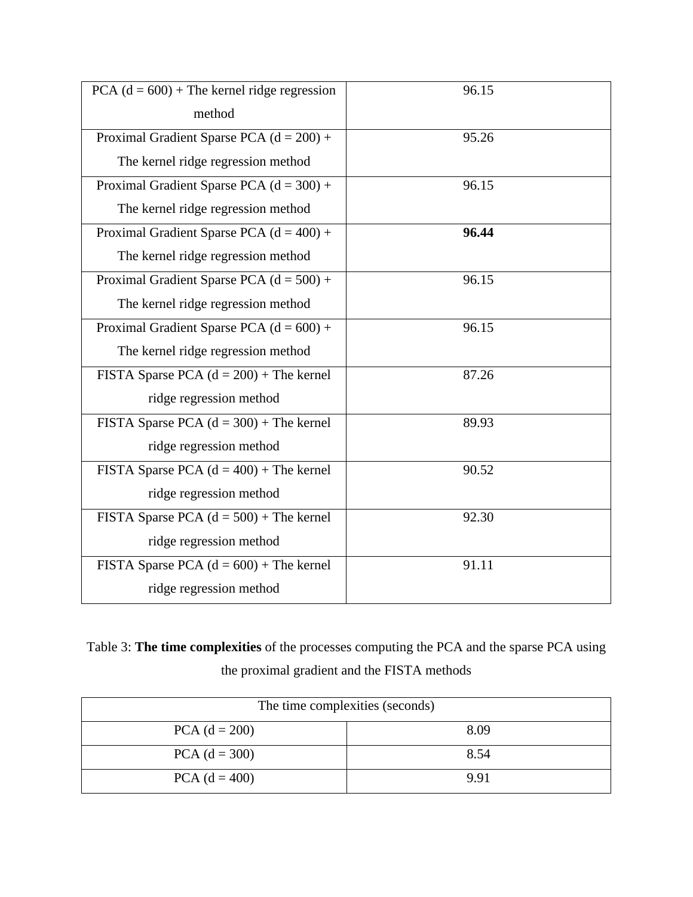| | |
|---|---|
| PCA (d = 600) + The kernel ridge regression method | 96.15 |
| Proximal Gradient Sparse PCA (d = 200) + The kernel ridge regression method | 95.26 |
| Proximal Gradient Sparse PCA (d = 300) + The kernel ridge regression method | 96.15 |
| Proximal Gradient Sparse PCA (d = 400) + The kernel ridge regression method | **96.44** |
| Proximal Gradient Sparse PCA (d = 500) + The kernel ridge regression method | 96.15 |
| Proximal Gradient Sparse PCA (d = 600) + The kernel ridge regression method | 96.15 |
| FISTA Sparse PCA (d = 200) + The kernel ridge regression method | 87.26 |
| FISTA Sparse PCA (d = 300) + The kernel ridge regression method | 89.93 |
| FISTA Sparse PCA (d = 400) + The kernel ridge regression method | 90.52 |
| FISTA Sparse PCA (d = 500) + The kernel ridge regression method | 92.30 |
| FISTA Sparse PCA (d = 600) + The kernel ridge regression method | 91.11 |

Table 3: **The time complexities** of the processes computing the PCA and the sparse PCA using the proximal gradient and the FISTA methods

| The time complexities (seconds) | |
|---|---|
| PCA (d = 200) | 8.09 |
| PCA (d = 300) | 8.54 |
| PCA (d = 400) | 9.91 |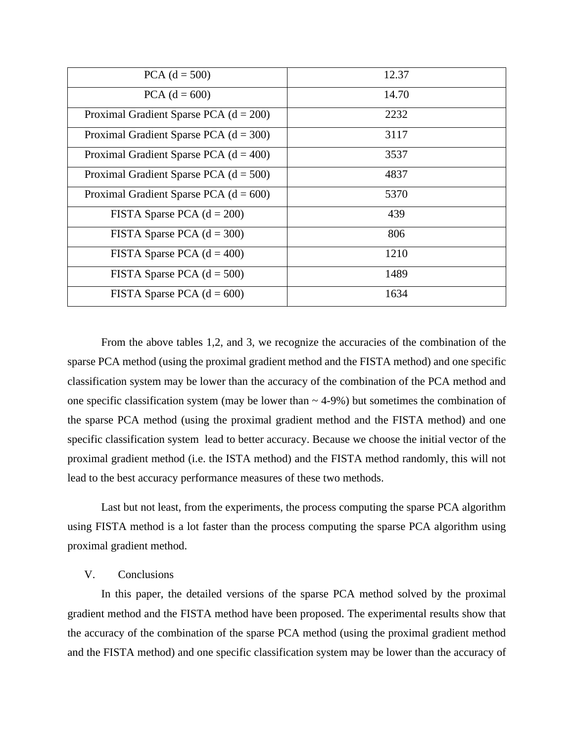| PCA (d = 500) | 12.37 |
|---|---|
| PCA (d = 600) | 14.70 |
| Proximal Gradient Sparse PCA (d = 200) | 2232 |
| Proximal Gradient Sparse PCA (d = 300) | 3117 |
| Proximal Gradient Sparse PCA (d = 400) | 3537 |
| Proximal Gradient Sparse PCA (d = 500) | 4837 |
| Proximal Gradient Sparse PCA (d = 600) | 5370 |
| FISTA Sparse PCA (d = 200) | 439 |
| FISTA Sparse PCA (d = 300) | 806 |
| FISTA Sparse PCA (d = 400) | 1210 |
| FISTA Sparse PCA (d = 500) | 1489 |
| FISTA Sparse PCA (d = 600) | 1634 |

From the above tables 1,2, and 3, we recognize the accuracies of the combination of the sparse PCA method (using the proximal gradient method and the FISTA method) and one specific classification system may be lower than the accuracy of the combination of the PCA method and one specific classification system (may be lower than ~ 4-9%) but sometimes the combination of the sparse PCA method (using the proximal gradient method and the FISTA method) and one specific classification system lead to better accuracy. Because we choose the initial vector of the proximal gradient method (i.e. the ISTA method) and the FISTA method randomly, this will not lead to the best accuracy performance measures of these two methods.

Last but not least, from the experiments, the process computing the sparse PCA algorithm using FISTA method is a lot faster than the process computing the sparse PCA algorithm using proximal gradient method.

## V. Conclusions

In this paper, the detailed versions of the sparse PCA method solved by the proximal gradient method and the FISTA method have been proposed. The experimental results show that the accuracy of the combination of the sparse PCA method (using the proximal gradient method and the FISTA method) and one specific classification system may be lower than the accuracy of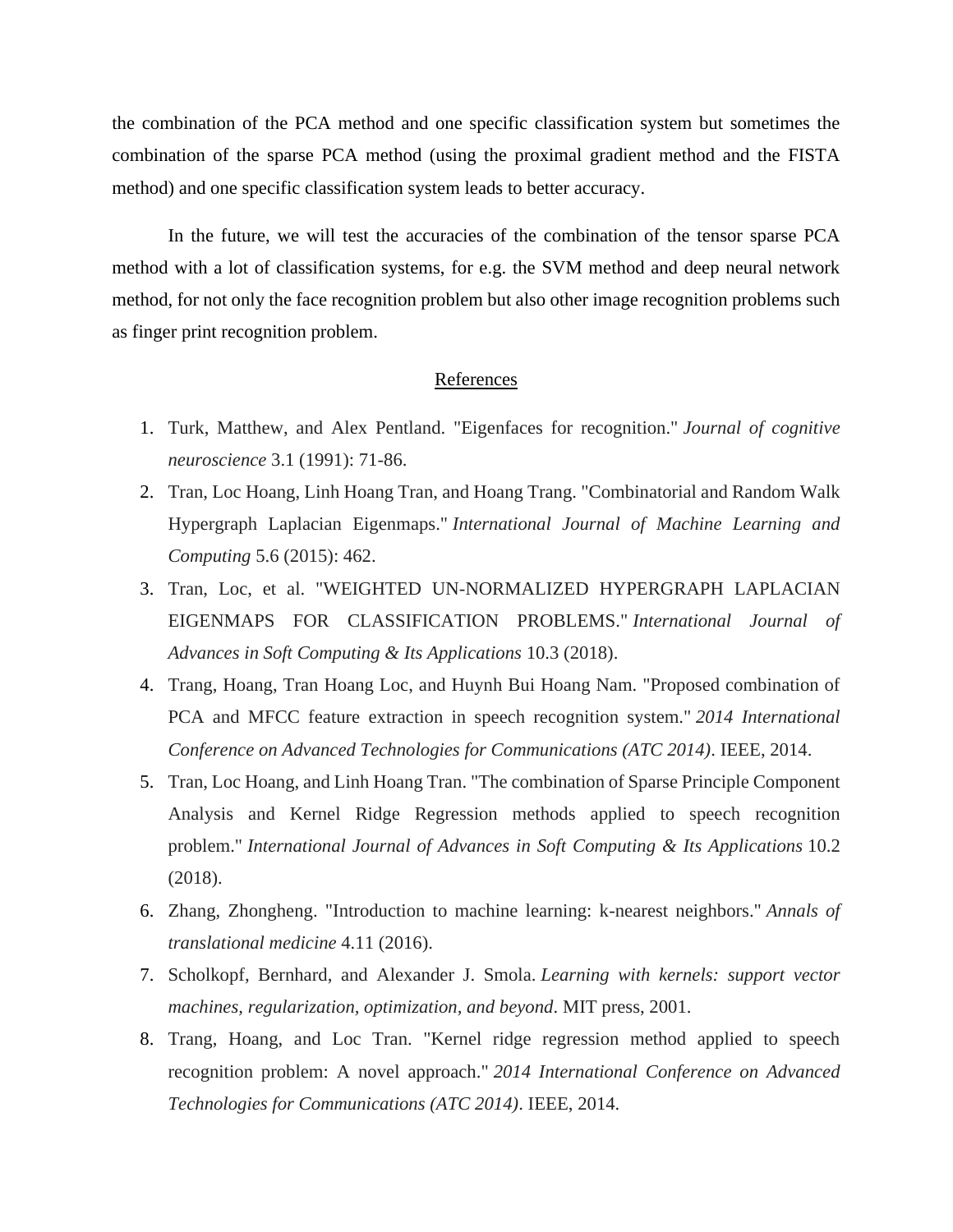the combination of the PCA method and one specific classification system but sometimes the combination of the sparse PCA method (using the proximal gradient method and the FISTA method) and one specific classification system leads to better accuracy.

In the future, we will test the accuracies of the combination of the tensor sparse PCA method with a lot of classification systems, for e.g. the SVM method and deep neural network method, for not only the face recognition problem but also other image recognition problems such as finger print recognition problem.

## References

1. Turk, Matthew, and Alex Pentland. "Eigenfaces for recognition." *Journal of cognitive neuroscience* 3.1 (1991): 71-86.
2. Tran, Loc Hoang, Linh Hoang Tran, and Hoang Trang. "Combinatorial and Random Walk Hypergraph Laplacian Eigenmaps." *International Journal of Machine Learning and Computing* 5.6 (2015): 462.
3. Tran, Loc, et al. "WEIGHTED UN-NORMALIZED HYPERGRAPH LAPLACIAN EIGENMAPS FOR CLASSIFICATION PROBLEMS." *International Journal of Advances in Soft Computing & Its Applications* 10.3 (2018).
4. Trang, Hoang, Tran Hoang Loc, and Huynh Bui Hoang Nam. "Proposed combination of PCA and MFCC feature extraction in speech recognition system." *2014 International Conference on Advanced Technologies for Communications (ATC 2014)*. IEEE, 2014.
5. Tran, Loc Hoang, and Linh Hoang Tran. "The combination of Sparse Principle Component Analysis and Kernel Ridge Regression methods applied to speech recognition problem." *International Journal of Advances in Soft Computing & Its Applications* 10.2 (2018).
6. Zhang, Zhongheng. "Introduction to machine learning: k-nearest neighbors." *Annals of translational medicine* 4.11 (2016).
7. Scholkopf, Bernhard, and Alexander J. Smola. *Learning with kernels: support vector machines, regularization, optimization, and beyond*. MIT press, 2001.
8. Trang, Hoang, and Loc Tran. "Kernel ridge regression method applied to speech recognition problem: A novel approach." *2014 International Conference on Advanced Technologies for Communications (ATC 2014)*. IEEE, 2014.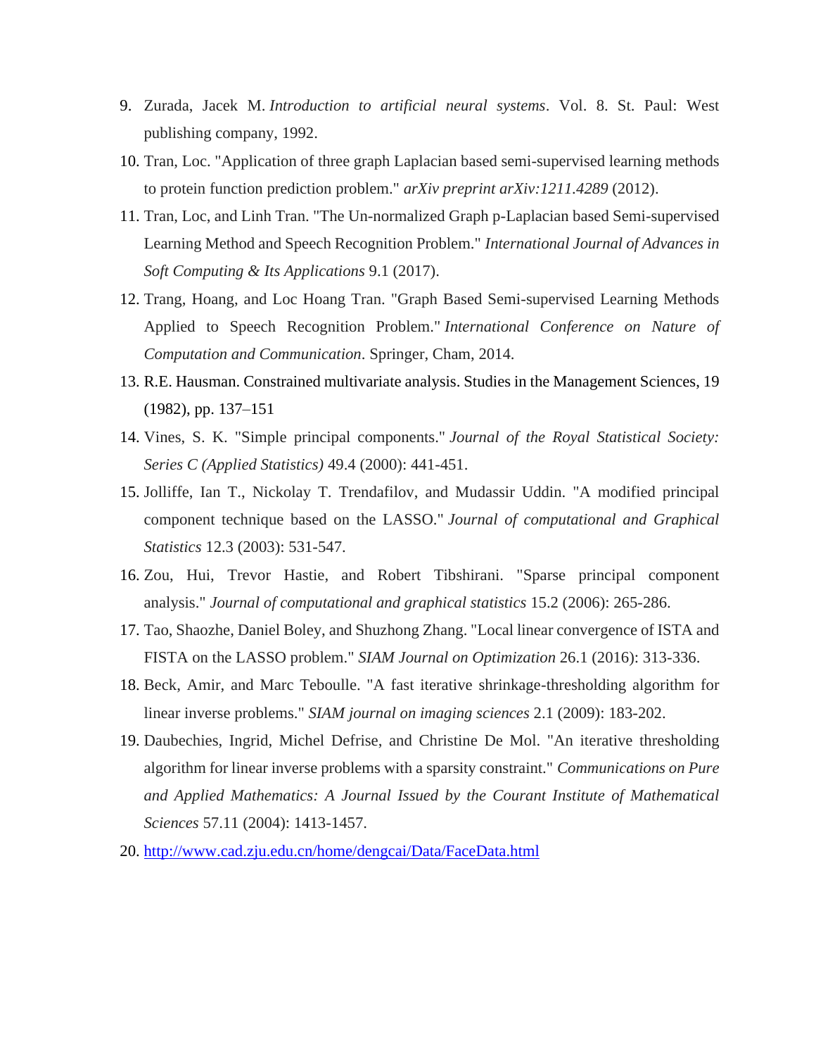9. Zurada, Jacek M. *Introduction to artificial neural systems*. Vol. 8. St. Paul: West publishing company, 1992.
10. Tran, Loc. "Application of three graph Laplacian based semi-supervised learning methods to protein function prediction problem." *arXiv preprint arXiv:1211.4289* (2012).
11. Tran, Loc, and Linh Tran. "The Un-normalized Graph p-Laplacian based Semi-supervised Learning Method and Speech Recognition Problem." *International Journal of Advances in Soft Computing & Its Applications* 9.1 (2017).
12. Trang, Hoang, and Loc Hoang Tran. "Graph Based Semi-supervised Learning Methods Applied to Speech Recognition Problem." *International Conference on Nature of Computation and Communication*. Springer, Cham, 2014.
13. R.E. Hausman. Constrained multivariate analysis. Studies in the Management Sciences, 19 (1982), pp. 137–151
14. Vines, S. K. "Simple principal components." *Journal of the Royal Statistical Society: Series C (Applied Statistics)* 49.4 (2000): 441-451.
15. Jolliffe, Ian T., Nickolay T. Trendafilov, and Mudassir Uddin. "A modified principal component technique based on the LASSO." *Journal of computational and Graphical Statistics* 12.3 (2003): 531-547.
16. Zou, Hui, Trevor Hastie, and Robert Tibshirani. "Sparse principal component analysis." *Journal of computational and graphical statistics* 15.2 (2006): 265-286.
17. Tao, Shaozhe, Daniel Boley, and Shuzhong Zhang. "Local linear convergence of ISTA and FISTA on the LASSO problem." *SIAM Journal on Optimization* 26.1 (2016): 313-336.
18. Beck, Amir, and Marc Teboulle. "A fast iterative shrinkage-thresholding algorithm for linear inverse problems." *SIAM journal on imaging sciences* 2.1 (2009): 183-202.
19. Daubechies, Ingrid, Michel Defrise, and Christine De Mol. "An iterative thresholding algorithm for linear inverse problems with a sparsity constraint." *Communications on Pure and Applied Mathematics: A Journal Issued by the Courant Institute of Mathematical Sciences* 57.11 (2004): 1413-1457.
20. http://www.cad.zju.edu.cn/home/dengcai/Data/FaceData.html